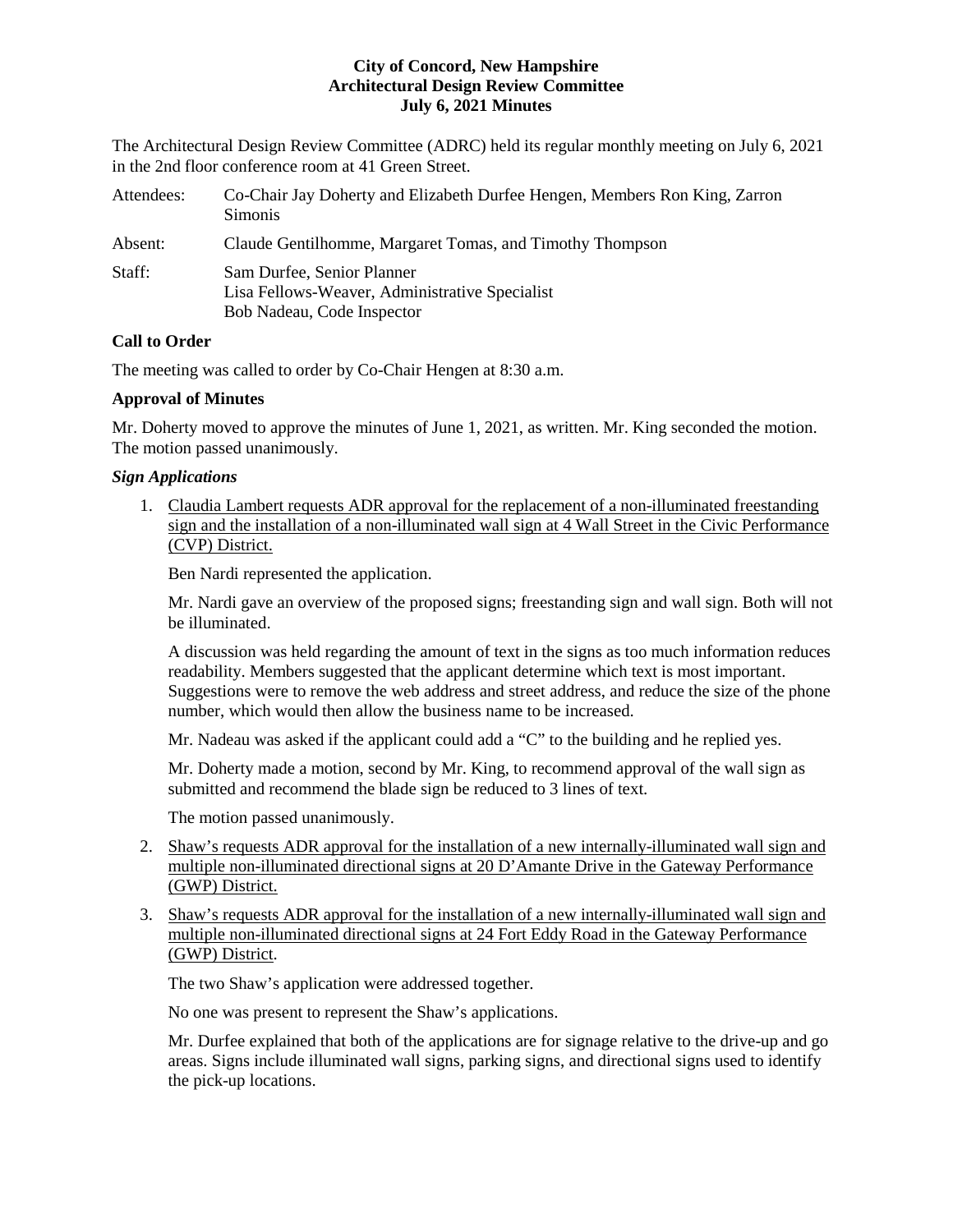**City of Concord, New Hampshire**
**Architectural Design Review Committee**
**July 6, 2021 Minutes**

The Architectural Design Review Committee (ADRC) held its regular monthly meeting on July 6, 2021 in the 2nd floor conference room at 41 Green Street.

Attendees: Co-Chair Jay Doherty and Elizabeth Durfee Hengen, Members Ron King, Zarron Simonis

Absent: Claude Gentilhomme, Margaret Tomas, and Timothy Thompson

Staff: Sam Durfee, Senior Planner
Lisa Fellows-Weaver, Administrative Specialist
Bob Nadeau, Code Inspector

**Call to Order**

The meeting was called to order by Co-Chair Hengen at 8:30 a.m.

**Approval of Minutes**

Mr. Doherty moved to approve the minutes of June 1, 2021, as written. Mr. King seconded the motion. The motion passed unanimously.

***Sign Applications***

1. Claudia Lambert requests ADR approval for the replacement of a non-illuminated freestanding sign and the installation of a non-illuminated wall sign at 4 Wall Street in the Civic Performance (CVP) District.

   Ben Nardi represented the application.

   Mr. Nardi gave an overview of the proposed signs; freestanding sign and wall sign. Both will not be illuminated.

   A discussion was held regarding the amount of text in the signs as too much information reduces readability. Members suggested that the applicant determine which text is most important. Suggestions were to remove the web address and street address, and reduce the size of the phone number, which would then allow the business name to be increased.

   Mr. Nadeau was asked if the applicant could add a "C" to the building and he replied yes.

   Mr. Doherty made a motion, second by Mr. King, to recommend approval of the wall sign as submitted and recommend the blade sign be reduced to 3 lines of text.

   The motion passed unanimously.

2. Shaw's requests ADR approval for the installation of a new internally-illuminated wall sign and multiple non-illuminated directional signs at 20 D'Amante Drive in the Gateway Performance (GWP) District.

3. Shaw's requests ADR approval for the installation of a new internally-illuminated wall sign and multiple non-illuminated directional signs at 24 Fort Eddy Road in the Gateway Performance (GWP) District.

   The two Shaw's application were addressed together.

   No one was present to represent the Shaw's applications.

   Mr. Durfee explained that both of the applications are for signage relative to the drive-up and go areas. Signs include illuminated wall signs, parking signs, and directional signs used to identify the pick-up locations.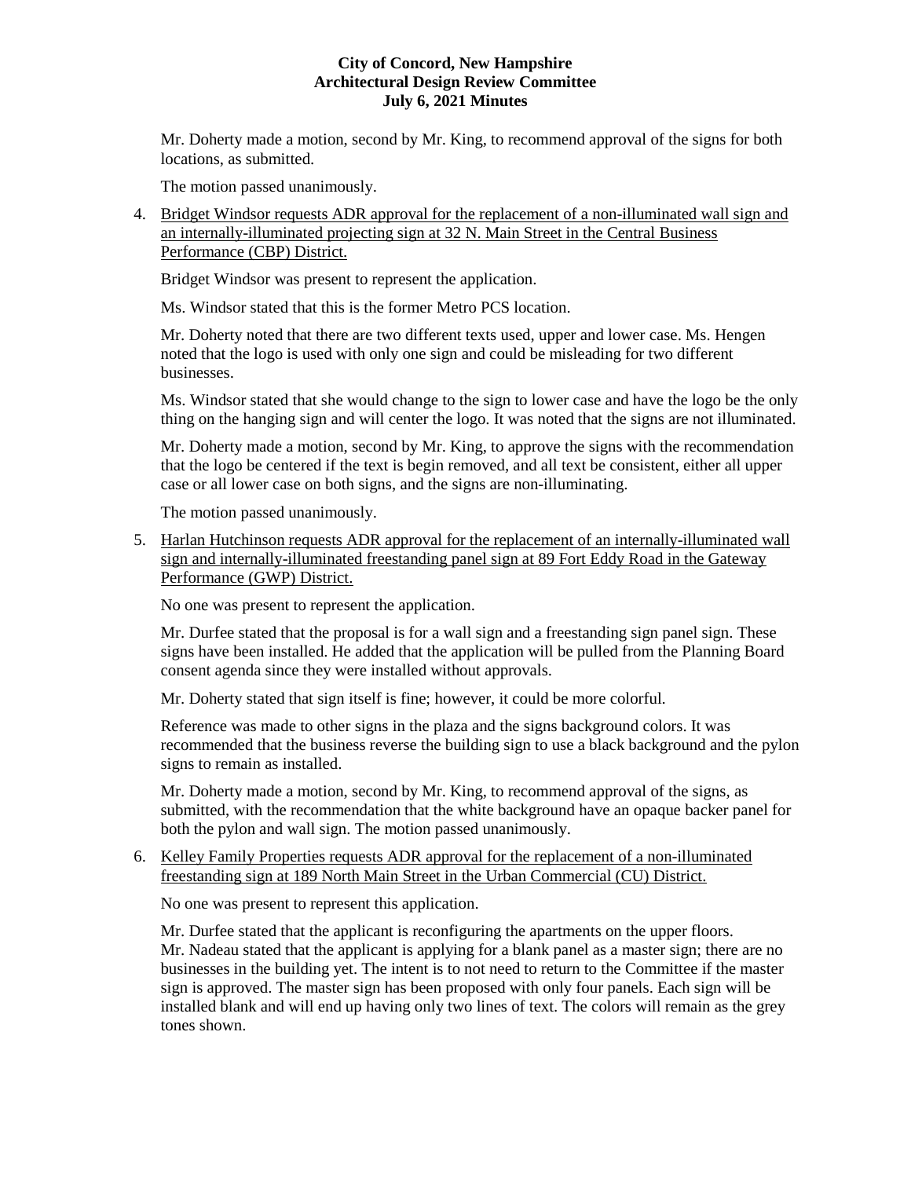Mr. Doherty made a motion, second by Mr. King, to recommend approval of the signs for both locations, as submitted.

The motion passed unanimously.

4. Bridget Windsor requests ADR approval for the replacement of a non-illuminated wall sign and an internally-illuminated projecting sign at 32 N. Main Street in the Central Business Performance (CBP) District.

   Bridget Windsor was present to represent the application.

   Ms. Windsor stated that this is the former Metro PCS location.

   Mr. Doherty noted that there are two different texts used, upper and lower case. Ms. Hengen noted that the logo is used with only one sign and could be misleading for two different businesses.

   Ms. Windsor stated that she would change to the sign to lower case and have the logo be the only thing on the hanging sign and will center the logo. It was noted that the signs are not illuminated.

   Mr. Doherty made a motion, second by Mr. King, to approve the signs with the recommendation that the logo be centered if the text is begin removed, and all text be consistent, either all upper case or all lower case on both signs, and the signs are non-illuminating.

   The motion passed unanimously.

5. Harlan Hutchinson requests ADR approval for the replacement of an internally-illuminated wall sign and internally-illuminated freestanding panel sign at 89 Fort Eddy Road in the Gateway Performance (GWP) District.

   No one was present to represent the application.

   Mr. Durfee stated that the proposal is for a wall sign and a freestanding sign panel sign. These signs have been installed. He added that the application will be pulled from the Planning Board consent agenda since they were installed without approvals.

   Mr. Doherty stated that sign itself is fine; however, it could be more colorful.

   Reference was made to other signs in the plaza and the signs background colors. It was recommended that the business reverse the building sign to use a black background and the pylon signs to remain as installed.

   Mr. Doherty made a motion, second by Mr. King, to recommend approval of the signs, as submitted, with the recommendation that the white background have an opaque backer panel for both the pylon and wall sign. The motion passed unanimously.

6. Kelley Family Properties requests ADR approval for the replacement of a non-illuminated freestanding sign at 189 North Main Street in the Urban Commercial (CU) District.

   No one was present to represent this application.

   Mr. Durfee stated that the applicant is reconfiguring the apartments on the upper floors. Mr. Nadeau stated that the applicant is applying for a blank panel as a master sign; there are no businesses in the building yet. The intent is to not need to return to the Committee if the master sign is approved. The master sign has been proposed with only four panels. Each sign will be installed blank and will end up having only two lines of text. The colors will remain as the grey tones shown.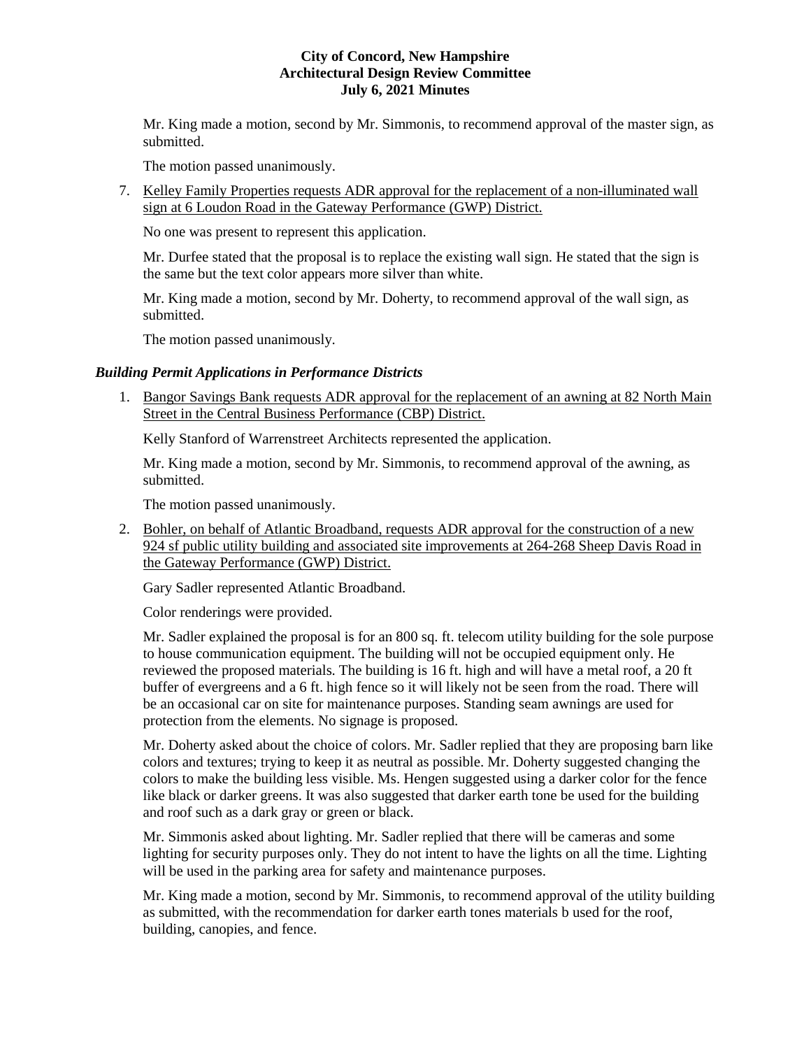Mr. King made a motion, second by Mr. Simmonis, to recommend approval of the master sign, as submitted.

The motion passed unanimously.

7. Kelley Family Properties requests ADR approval for the replacement of a non-illuminated wall sign at 6 Loudon Road in the Gateway Performance (GWP) District.

   No one was present to represent this application.

   Mr. Durfee stated that the proposal is to replace the existing wall sign. He stated that the sign is the same but the text color appears more silver than white.

   Mr. King made a motion, second by Mr. Doherty, to recommend approval of the wall sign, as submitted.

   The motion passed unanimously.

### *Building Permit Applications in Performance Districts*

1. Bangor Savings Bank requests ADR approval for the replacement of an awning at 82 North Main Street in the Central Business Performance (CBP) District.

   Kelly Stanford of Warrenstreet Architects represented the application.

   Mr. King made a motion, second by Mr. Simmonis, to recommend approval of the awning, as submitted.

   The motion passed unanimously.

2. Bohler, on behalf of Atlantic Broadband, requests ADR approval for the construction of a new 924 sf public utility building and associated site improvements at 264-268 Sheep Davis Road in the Gateway Performance (GWP) District.

   Gary Sadler represented Atlantic Broadband.

   Color renderings were provided.

   Mr. Sadler explained the proposal is for an 800 sq. ft. telecom utility building for the sole purpose to house communication equipment. The building will not be occupied equipment only. He reviewed the proposed materials. The building is 16 ft. high and will have a metal roof, a 20 ft buffer of evergreens and a 6 ft. high fence so it will likely not be seen from the road. There will be an occasional car on site for maintenance purposes. Standing seam awnings are used for protection from the elements. No signage is proposed.

   Mr. Doherty asked about the choice of colors. Mr. Sadler replied that they are proposing barn like colors and textures; trying to keep it as neutral as possible. Mr. Doherty suggested changing the colors to make the building less visible. Ms. Hengen suggested using a darker color for the fence like black or darker greens. It was also suggested that darker earth tone be used for the building and roof such as a dark gray or green or black.

   Mr. Simmonis asked about lighting. Mr. Sadler replied that there will be cameras and some lighting for security purposes only. They do not intent to have the lights on all the time. Lighting will be used in the parking area for safety and maintenance purposes.

   Mr. King made a motion, second by Mr. Simmonis, to recommend approval of the utility building as submitted, with the recommendation for darker earth tones materials b used for the roof, building, canopies, and fence.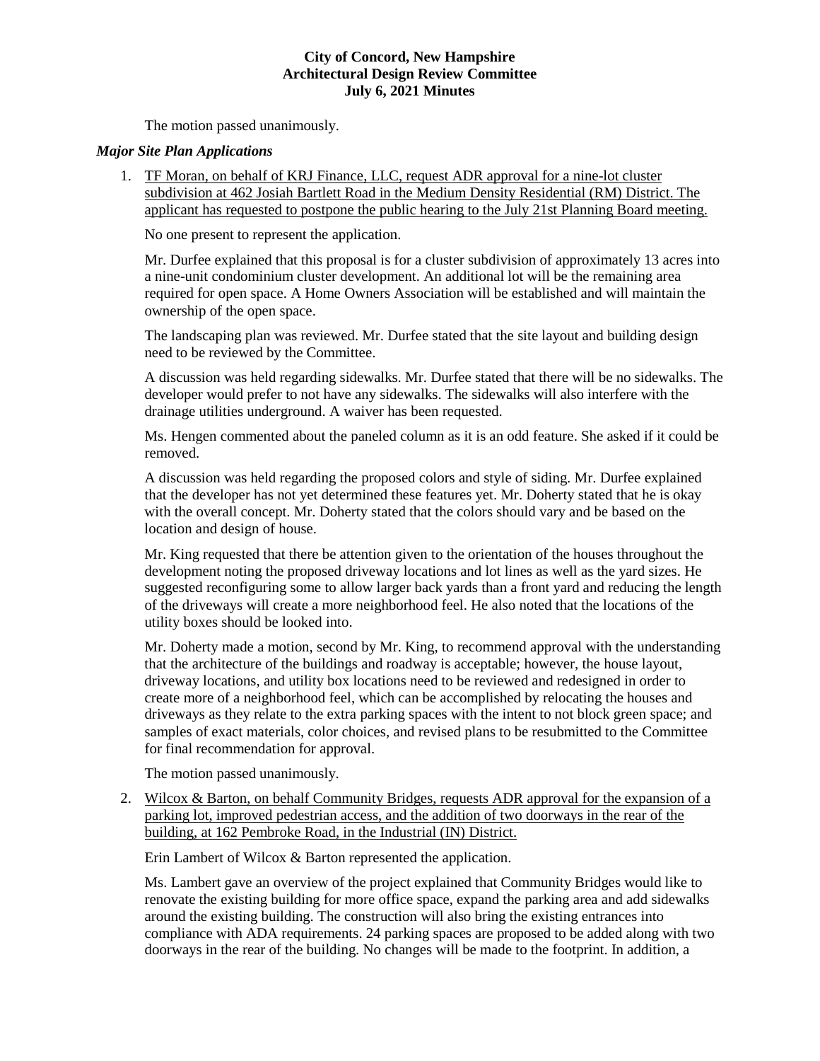The motion passed unanimously.

***Major Site Plan Applications***

1. TF Moran, on behalf of KRJ Finance, LLC, request ADR approval for a nine-lot cluster subdivision at 462 Josiah Bartlett Road in the Medium Density Residential (RM) District. The applicant has requested to postpone the public hearing to the July 21st Planning Board meeting.

   No one present to represent the application.

   Mr. Durfee explained that this proposal is for a cluster subdivision of approximately 13 acres into a nine-unit condominium cluster development. An additional lot will be the remaining area required for open space. A Home Owners Association will be established and will maintain the ownership of the open space.

   The landscaping plan was reviewed. Mr. Durfee stated that the site layout and building design need to be reviewed by the Committee.

   A discussion was held regarding sidewalks. Mr. Durfee stated that there will be no sidewalks. The developer would prefer to not have any sidewalks. The sidewalks will also interfere with the drainage utilities underground. A waiver has been requested.

   Ms. Hengen commented about the paneled column as it is an odd feature. She asked if it could be removed.

   A discussion was held regarding the proposed colors and style of siding. Mr. Durfee explained that the developer has not yet determined these features yet. Mr. Doherty stated that he is okay with the overall concept. Mr. Doherty stated that the colors should vary and be based on the location and design of house.

   Mr. King requested that there be attention given to the orientation of the houses throughout the development noting the proposed driveway locations and lot lines as well as the yard sizes. He suggested reconfiguring some to allow larger back yards than a front yard and reducing the length of the driveways will create a more neighborhood feel. He also noted that the locations of the utility boxes should be looked into.

   Mr. Doherty made a motion, second by Mr. King, to recommend approval with the understanding that the architecture of the buildings and roadway is acceptable; however, the house layout, driveway locations, and utility box locations need to be reviewed and redesigned in order to create more of a neighborhood feel, which can be accomplished by relocating the houses and driveways as they relate to the extra parking spaces with the intent to not block green space; and samples of exact materials, color choices, and revised plans to be resubmitted to the Committee for final recommendation for approval.

   The motion passed unanimously.

2. Wilcox & Barton, on behalf Community Bridges, requests ADR approval for the expansion of a parking lot, improved pedestrian access, and the addition of two doorways in the rear of the building, at 162 Pembroke Road, in the Industrial (IN) District.

   Erin Lambert of Wilcox & Barton represented the application.

   Ms. Lambert gave an overview of the project explained that Community Bridges would like to renovate the existing building for more office space, expand the parking area and add sidewalks around the existing building. The construction will also bring the existing entrances into compliance with ADA requirements. 24 parking spaces are proposed to be added along with two doorways in the rear of the building. No changes will be made to the footprint. In addition, a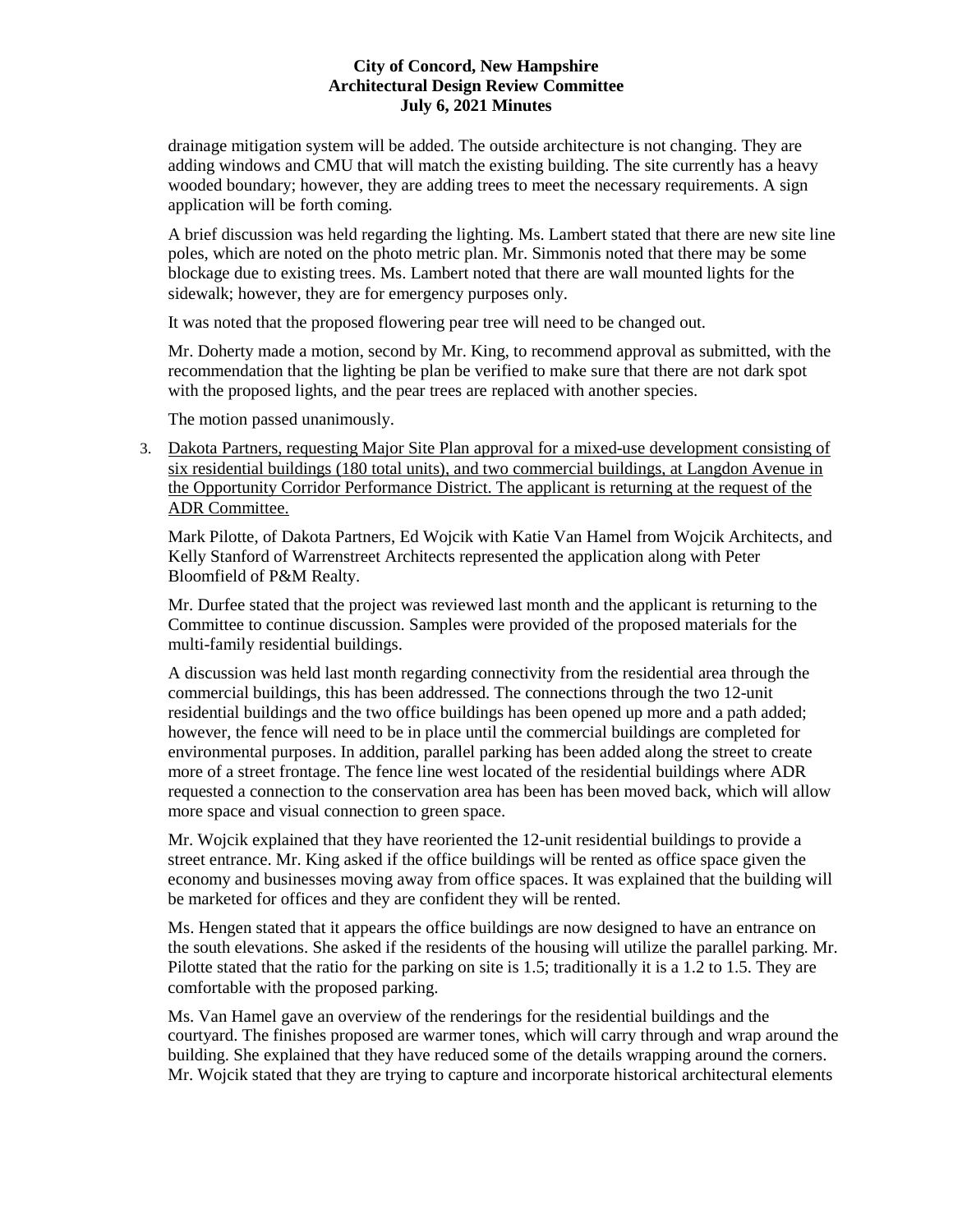drainage mitigation system will be added. The outside architecture is not changing. They are adding windows and CMU that will match the existing building. The site currently has a heavy wooded boundary; however, they are adding trees to meet the necessary requirements. A sign application will be forth coming.

A brief discussion was held regarding the lighting. Ms. Lambert stated that there are new site line poles, which are noted on the photo metric plan. Mr. Simmonis noted that there may be some blockage due to existing trees. Ms. Lambert noted that there are wall mounted lights for the sidewalk; however, they are for emergency purposes only.

It was noted that the proposed flowering pear tree will need to be changed out.

Mr. Doherty made a motion, second by Mr. King, to recommend approval as submitted, with the recommendation that the lighting be plan be verified to make sure that there are not dark spot with the proposed lights, and the pear trees are replaced with another species.

The motion passed unanimously.

3. <u>Dakota Partners, requesting Major Site Plan approval for a mixed-use development consisting of six residential buildings (180 total units), and two commercial buildings, at Langdon Avenue in the Opportunity Corridor Performance District. The applicant is returning at the request of the ADR Committee.</u>

   Mark Pilotte, of Dakota Partners, Ed Wojcik with Katie Van Hamel from Wojcik Architects, and Kelly Stanford of Warrenstreet Architects represented the application along with Peter Bloomfield of P&M Realty.

   Mr. Durfee stated that the project was reviewed last month and the applicant is returning to the Committee to continue discussion. Samples were provided of the proposed materials for the multi-family residential buildings.

   A discussion was held last month regarding connectivity from the residential area through the commercial buildings, this has been addressed. The connections through the two 12-unit residential buildings and the two office buildings has been opened up more and a path added; however, the fence will need to be in place until the commercial buildings are completed for environmental purposes. In addition, parallel parking has been added along the street to create more of a street frontage. The fence line west located of the residential buildings where ADR requested a connection to the conservation area has been has been moved back, which will allow more space and visual connection to green space.

   Mr. Wojcik explained that they have reoriented the 12-unit residential buildings to provide a street entrance. Mr. King asked if the office buildings will be rented as office space given the economy and businesses moving away from office spaces. It was explained that the building will be marketed for offices and they are confident they will be rented.

   Ms. Hengen stated that it appears the office buildings are now designed to have an entrance on the south elevations. She asked if the residents of the housing will utilize the parallel parking. Mr. Pilotte stated that the ratio for the parking on site is 1.5; traditionally it is a 1.2 to 1.5. They are comfortable with the proposed parking.

   Ms. Van Hamel gave an overview of the renderings for the residential buildings and the courtyard. The finishes proposed are warmer tones, which will carry through and wrap around the building. She explained that they have reduced some of the details wrapping around the corners. Mr. Wojcik stated that they are trying to capture and incorporate historical architectural elements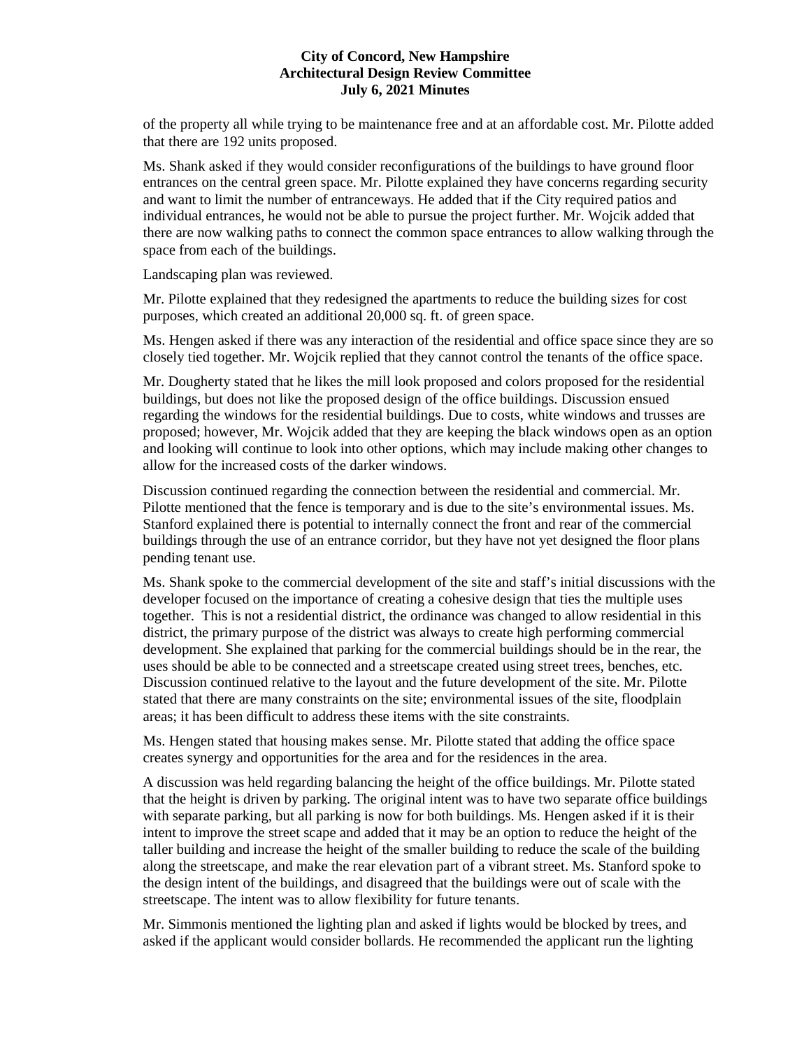of the property all while trying to be maintenance free and at an affordable cost. Mr. Pilotte added that there are 192 units proposed.

Ms. Shank asked if they would consider reconfigurations of the buildings to have ground floor entrances on the central green space. Mr. Pilotte explained they have concerns regarding security and want to limit the number of entranceways. He added that if the City required patios and individual entrances, he would not be able to pursue the project further. Mr. Wojcik added that there are now walking paths to connect the common space entrances to allow walking through the space from each of the buildings.

Landscaping plan was reviewed.

Mr. Pilotte explained that they redesigned the apartments to reduce the building sizes for cost purposes, which created an additional 20,000 sq. ft. of green space.

Ms. Hengen asked if there was any interaction of the residential and office space since they are so closely tied together. Mr. Wojcik replied that they cannot control the tenants of the office space.

Mr. Dougherty stated that he likes the mill look proposed and colors proposed for the residential buildings, but does not like the proposed design of the office buildings. Discussion ensued regarding the windows for the residential buildings. Due to costs, white windows and trusses are proposed; however, Mr. Wojcik added that they are keeping the black windows open as an option and looking will continue to look into other options, which may include making other changes to allow for the increased costs of the darker windows.

Discussion continued regarding the connection between the residential and commercial. Mr. Pilotte mentioned that the fence is temporary and is due to the site's environmental issues. Ms. Stanford explained there is potential to internally connect the front and rear of the commercial buildings through the use of an entrance corridor, but they have not yet designed the floor plans pending tenant use.

Ms. Shank spoke to the commercial development of the site and staff's initial discussions with the developer focused on the importance of creating a cohesive design that ties the multiple uses together. This is not a residential district, the ordinance was changed to allow residential in this district, the primary purpose of the district was always to create high performing commercial development. She explained that parking for the commercial buildings should be in the rear, the uses should be able to be connected and a streetscape created using street trees, benches, etc. Discussion continued relative to the layout and the future development of the site. Mr. Pilotte stated that there are many constraints on the site; environmental issues of the site, floodplain areas; it has been difficult to address these items with the site constraints.

Ms. Hengen stated that housing makes sense. Mr. Pilotte stated that adding the office space creates synergy and opportunities for the area and for the residences in the area.

A discussion was held regarding balancing the height of the office buildings. Mr. Pilotte stated that the height is driven by parking. The original intent was to have two separate office buildings with separate parking, but all parking is now for both buildings. Ms. Hengen asked if it is their intent to improve the street scape and added that it may be an option to reduce the height of the taller building and increase the height of the smaller building to reduce the scale of the building along the streetscape, and make the rear elevation part of a vibrant street. Ms. Stanford spoke to the design intent of the buildings, and disagreed that the buildings were out of scale with the streetscape. The intent was to allow flexibility for future tenants.

Mr. Simmonis mentioned the lighting plan and asked if lights would be blocked by trees, and asked if the applicant would consider bollards. He recommended the applicant run the lighting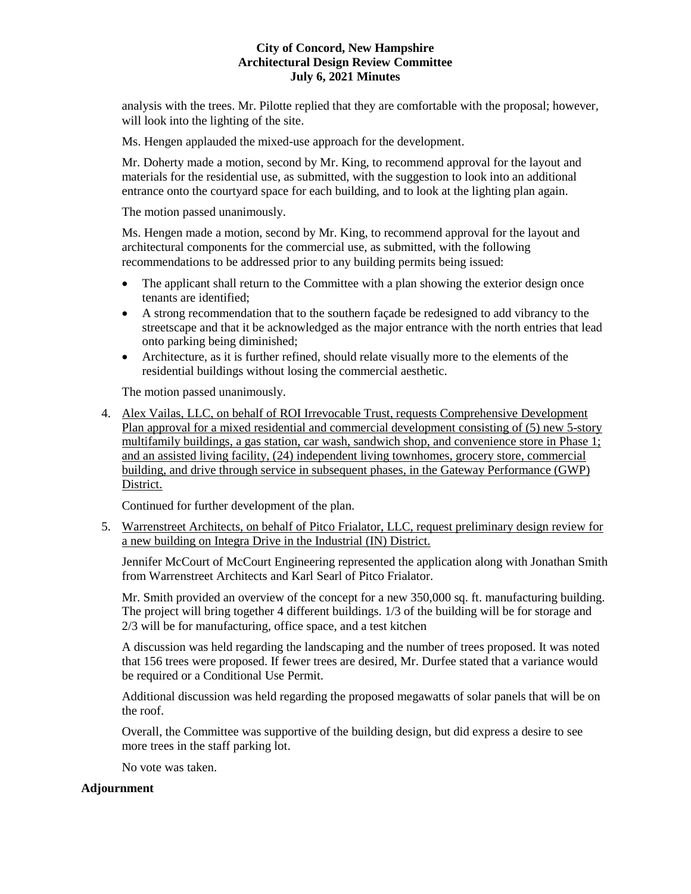analysis with the trees. Mr. Pilotte replied that they are comfortable with the proposal; however, will look into the lighting of the site.

Ms. Hengen applauded the mixed-use approach for the development.

Mr. Doherty made a motion, second by Mr. King, to recommend approval for the layout and materials for the residential use, as submitted, with the suggestion to look into an additional entrance onto the courtyard space for each building, and to look at the lighting plan again.

The motion passed unanimously.

Ms. Hengen made a motion, second by Mr. King, to recommend approval for the layout and architectural components for the commercial use, as submitted, with the following recommendations to be addressed prior to any building permits being issued:

- The applicant shall return to the Committee with a plan showing the exterior design once tenants are identified;
- A strong recommendation that to the southern façade be redesigned to add vibrancy to the streetscape and that it be acknowledged as the major entrance with the north entries that lead onto parking being diminished;
- Architecture, as it is further refined, should relate visually more to the elements of the residential buildings without losing the commercial aesthetic.

The motion passed unanimously.

4. Alex Vailas, LLC, on behalf of ROI Irrevocable Trust, requests Comprehensive Development Plan approval for a mixed residential and commercial development consisting of (5) new 5-story multifamily buildings, a gas station, car wash, sandwich shop, and convenience store in Phase 1; and an assisted living facility, (24) independent living townhomes, grocery store, commercial building, and drive through service in subsequent phases, in the Gateway Performance (GWP) District.

   Continued for further development of the plan.

5. Warrenstreet Architects, on behalf of Pitco Frialator, LLC, request preliminary design review for a new building on Integra Drive in the Industrial (IN) District.

   Jennifer McCourt of McCourt Engineering represented the application along with Jonathan Smith from Warrenstreet Architects and Karl Searl of Pitco Frialator.

   Mr. Smith provided an overview of the concept for a new 350,000 sq. ft. manufacturing building. The project will bring together 4 different buildings. 1/3 of the building will be for storage and 2/3 will be for manufacturing, office space, and a test kitchen

   A discussion was held regarding the landscaping and the number of trees proposed. It was noted that 156 trees were proposed. If fewer trees are desired, Mr. Durfee stated that a variance would be required or a Conditional Use Permit.

   Additional discussion was held regarding the proposed megawatts of solar panels that will be on the roof.

   Overall, the Committee was supportive of the building design, but did express a desire to see more trees in the staff parking lot.

   No vote was taken.

**Adjournment**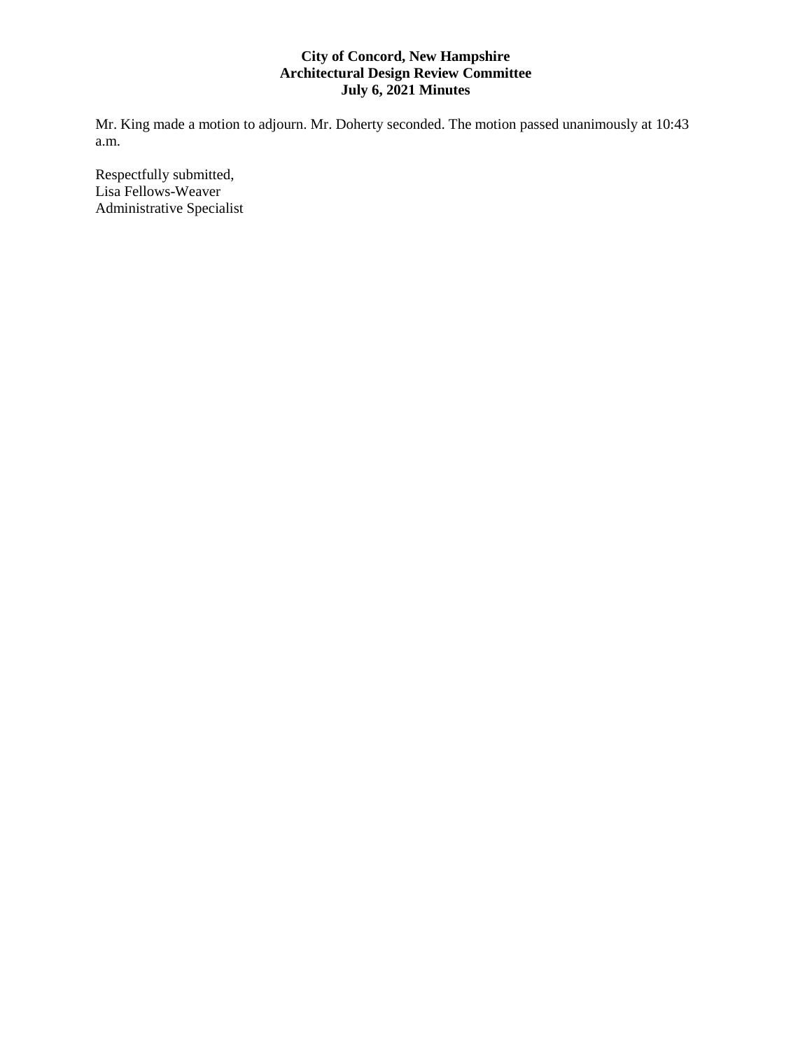Mr. King made a motion to adjourn. Mr. Doherty seconded. The motion passed unanimously at 10:43 a.m.

Respectfully submitted,
Lisa Fellows-Weaver
Administrative Specialist